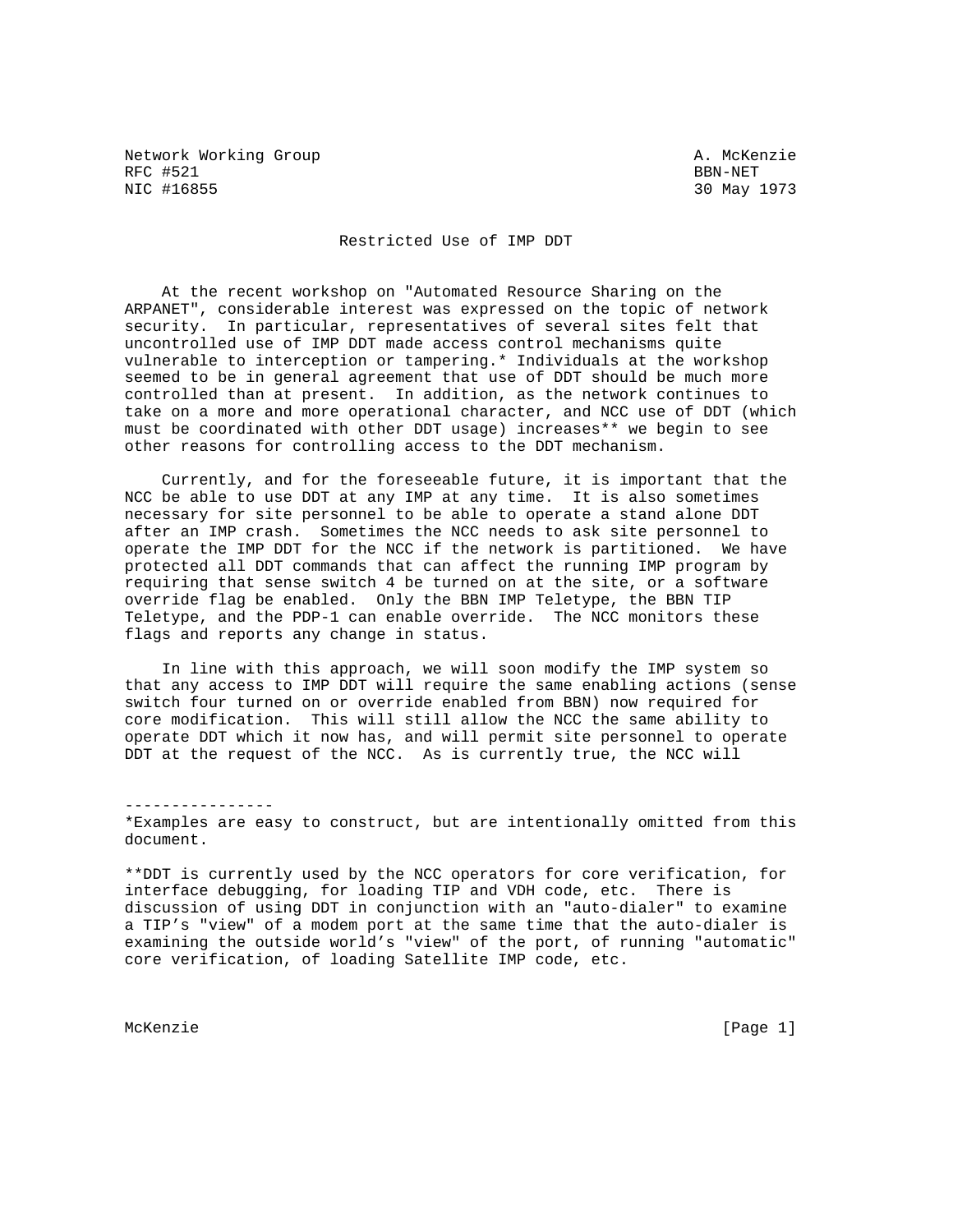Network Working Group A. McKenzie
RFC #521 BBN-NET
NIC #16855 30 May 1973

# Restricted Use of IMP DDT

At the recent workshop on "Automated Resource Sharing on the ARPANET", considerable interest was expressed on the topic of network security. In particular, representatives of several sites felt that uncontrolled use of IMP DDT made access control mechanisms quite vulnerable to interception or tampering.* Individuals at the workshop seemed to be in general agreement that use of DDT should be much more controlled than at present. In addition, as the network continues to take on a more and more operational character, and NCC use of DDT (which must be coordinated with other DDT usage) increases** we begin to see other reasons for controlling access to the DDT mechanism.

Currently, and for the foreseeable future, it is important that the NCC be able to use DDT at any IMP at any time. It is also sometimes necessary for site personnel to be able to operate a stand alone DDT after an IMP crash. Sometimes the NCC needs to ask site personnel to operate the IMP DDT for the NCC if the network is partitioned. We have protected all DDT commands that can affect the running IMP program by requiring that sense switch 4 be turned on at the site, or a software override flag be enabled. Only the BBN IMP Teletype, the BBN TIP Teletype, and the PDP-1 can enable override. The NCC monitors these flags and reports any change in status.

In line with this approach, we will soon modify the IMP system so that any access to IMP DDT will require the same enabling actions (sense switch four turned on or override enabled from BBN) now required for core modification. This will still allow the NCC the same ability to operate DDT which it now has, and will permit site personnel to operate DDT at the request of the NCC. As is currently true, the NCC will

----------------

*Examples are easy to construct, but are intentionally omitted from this document.

**DDT is currently used by the NCC operators for core verification, for interface debugging, for loading TIP and VDH code, etc. There is discussion of using DDT in conjunction with an "auto-dialer" to examine a TIP's "view" of a modem port at the same time that the auto-dialer is examining the outside world's "view" of the port, of running "automatic" core verification, of loading Satellite IMP code, etc.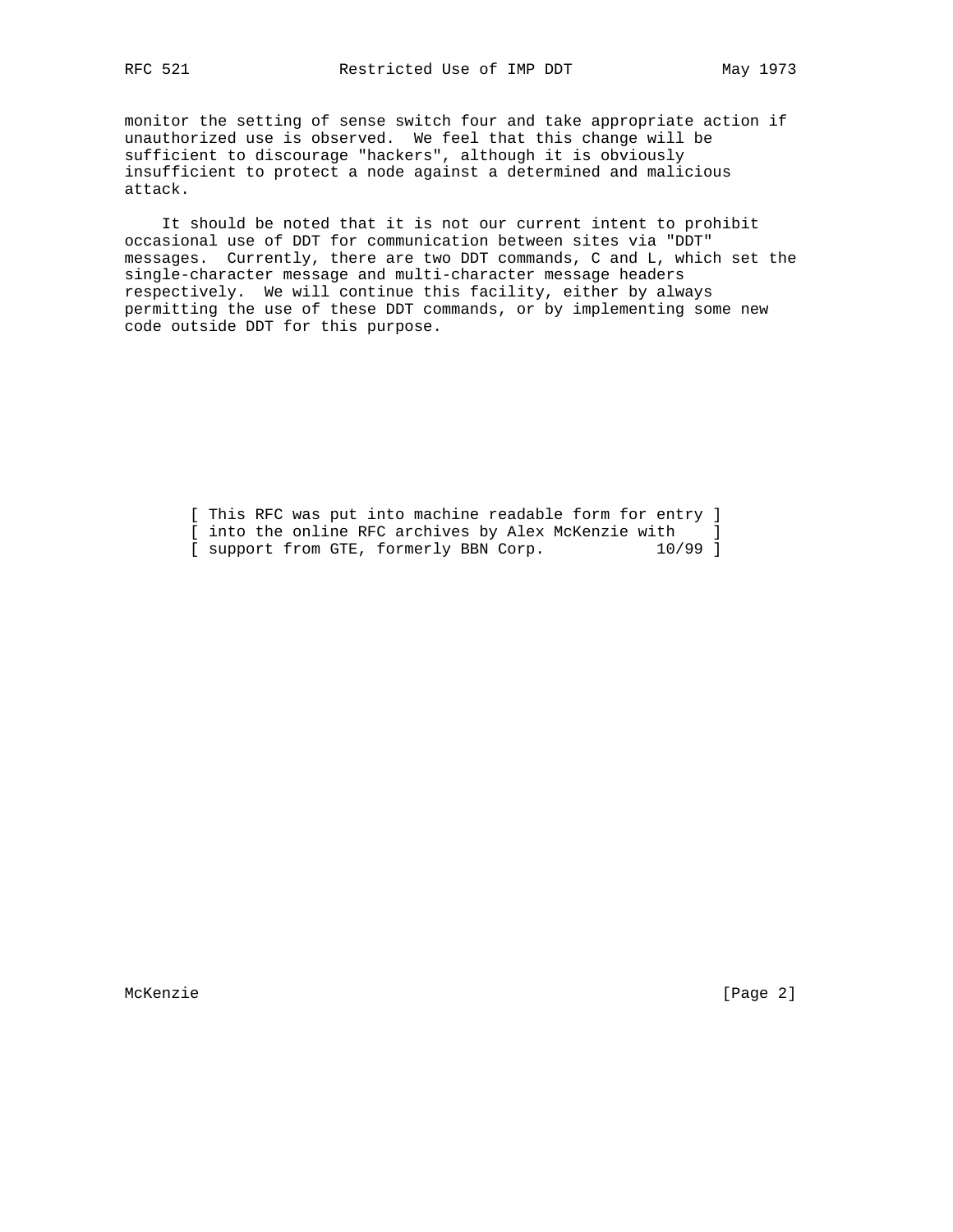monitor the setting of sense switch four and take appropriate action if unauthorized use is observed. We feel that this change will be sufficient to discourage "hackers", although it is obviously insufficient to protect a node against a determined and malicious attack.

It should be noted that it is not our current intent to prohibit occasional use of DDT for communication between sites via "DDT" messages. Currently, there are two DDT commands, C and L, which set the single-character message and multi-character message headers respectively. We will continue this facility, either by always permitting the use of these DDT commands, or by implementing some new code outside DDT for this purpose.

[ This RFC was put into machine readable form for entry ]
[ into the online RFC archives by Alex McKenzie with ]
[ support from GTE, formerly BBN Corp. 10/99 ]